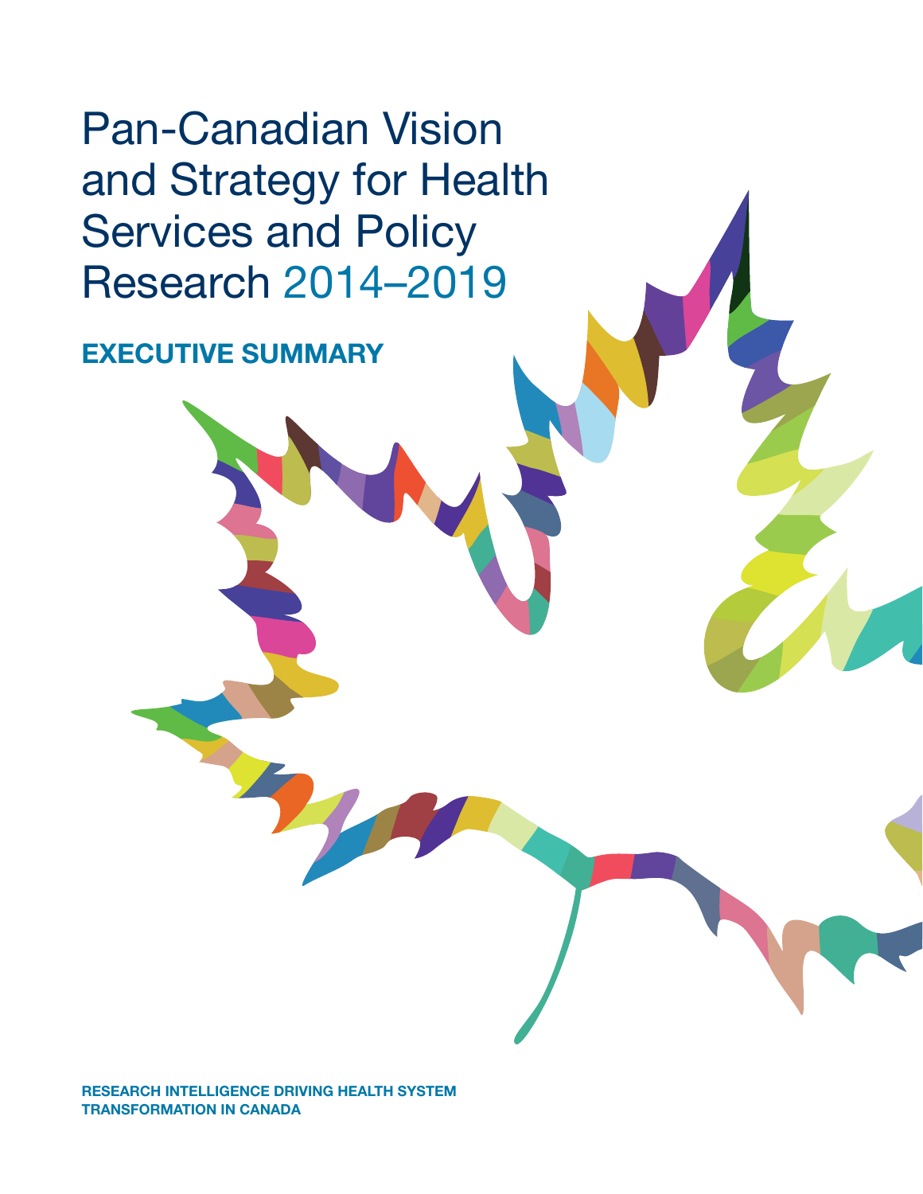# Pan-Canadian Vision and Strategy for Health Services and Policy Research 2014–2019

## EXECUTIVE SUMMARY

**RESEARCH INTELLIGENCE DRIVING HEALTH SYSTEM TRANSFORMATION IN CANADA**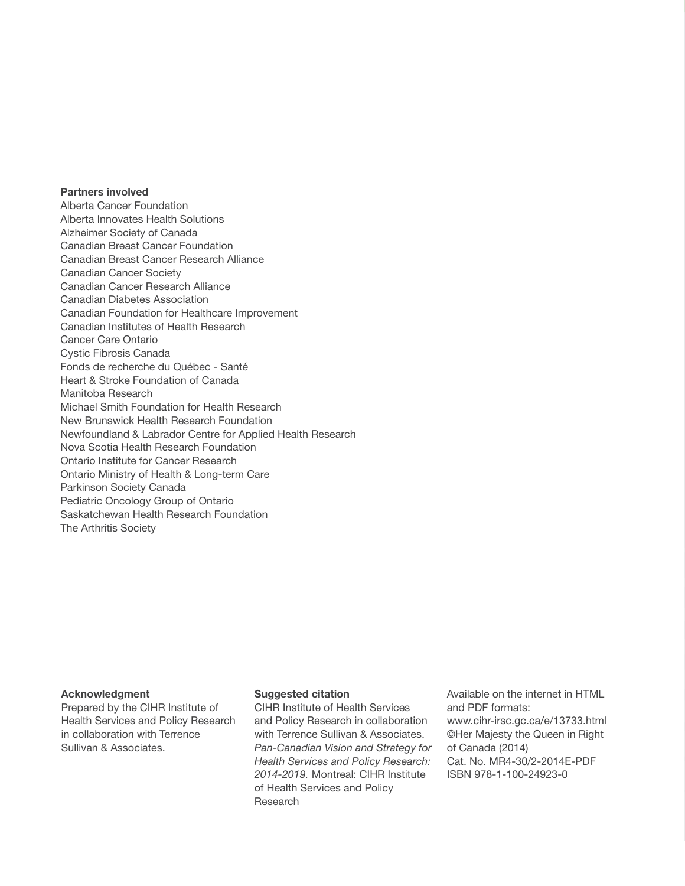**Partners involved**

Alberta Cancer Foundation
Alberta Innovates Health Solutions
Alzheimer Society of Canada
Canadian Breast Cancer Foundation
Canadian Breast Cancer Research Alliance
Canadian Cancer Society
Canadian Cancer Research Alliance
Canadian Diabetes Association
Canadian Foundation for Healthcare Improvement
Canadian Institutes of Health Research
Cancer Care Ontario
Cystic Fibrosis Canada
Fonds de recherche du Québec - Santé
Heart & Stroke Foundation of Canada
Manitoba Research
Michael Smith Foundation for Health Research
New Brunswick Health Research Foundation
Newfoundland & Labrador Centre for Applied Health Research
Nova Scotia Health Research Foundation
Ontario Institute for Cancer Research
Ontario Ministry of Health & Long-term Care
Parkinson Society Canada
Pediatric Oncology Group of Ontario
Saskatchewan Health Research Foundation
The Arthritis Society

**Acknowledgment**

Prepared by the CIHR Institute of Health Services and Policy Research in collaboration with Terrence Sullivan & Associates.

**Suggested citation**

CIHR Institute of Health Services and Policy Research in collaboration with Terrence Sullivan & Associates. *Pan-Canadian Vision and Strategy for Health Services and Policy Research: 2014-2019.* Montreal: CIHR Institute of Health Services and Policy Research

Available on the internet in HTML and PDF formats:
www.cihr-irsc.gc.ca/e/13733.html
©Her Majesty the Queen in Right of Canada (2014)
Cat. No. MR4-30/2-2014E-PDF
ISBN 978-1-100-24923-0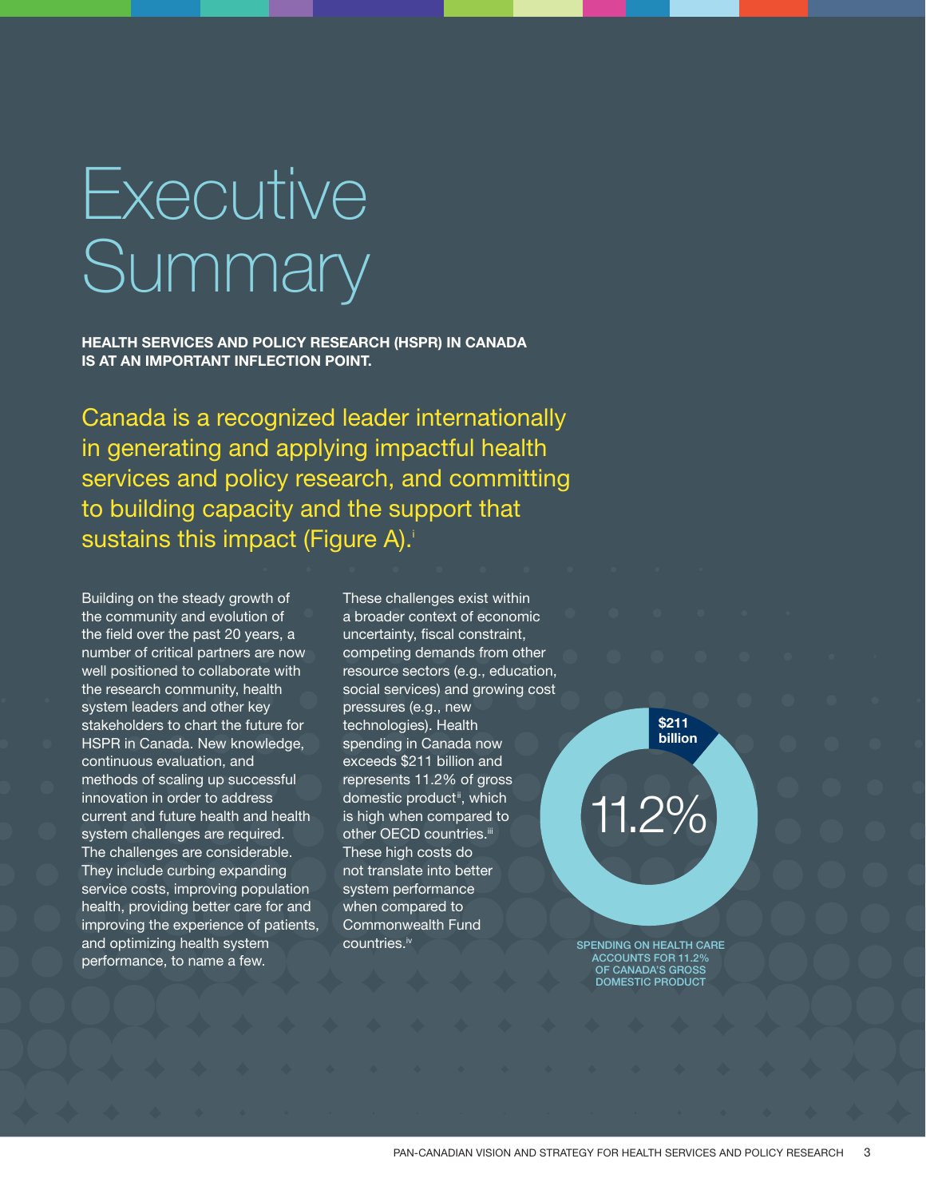# Executive Summary

**HEALTH SERVICES AND POLICY RESEARCH (HSPR) IN CANADA IS AT AN IMPORTANT INFLECTION POINT.**

Canada is a recognized leader internationally in generating and applying impactful health services and policy research, and committing to building capacity and the support that sustains this impact (Figure A).[i]

Building on the steady growth of the community and evolution of the field over the past 20 years, a number of critical partners are now well positioned to collaborate with the research community, health system leaders and other key stakeholders to chart the future for HSPR in Canada. New knowledge, continuous evaluation, and methods of scaling up successful innovation in order to address current and future health and health system challenges are required. The challenges are considerable. They include curbing expanding service costs, improving population health, providing better care for and improving the experience of patients, and optimizing health system performance, to name a few.

These challenges exist within a broader context of economic uncertainty, fiscal constraint, competing demands from other resource sectors (e.g., education, social services) and growing cost pressures (e.g., new technologies). Health spending in Canada now exceeds $211 billion and represents 11.2% of gross domestic product[ii], which is high when compared to other OECD countries.[iii] These high costs do not translate into better system performance when compared to Commonwealth Fund countries.[iv]

$211 billion

11.2%

SPENDING ON HEALTH CARE ACCOUNTS FOR 11.2% OF CANADA'S GROSS DOMESTIC PRODUCT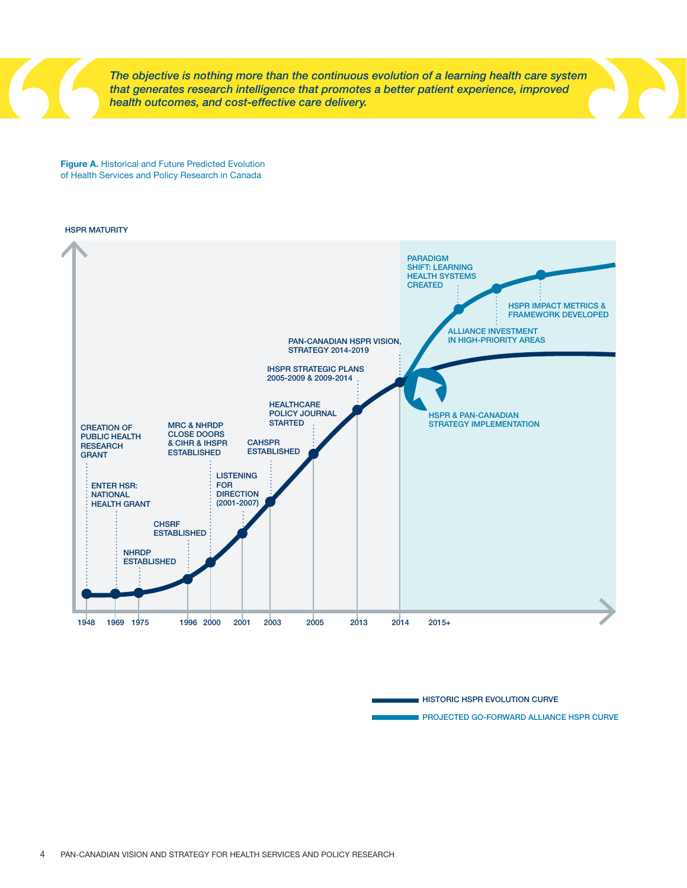> *The objective is nothing more than the continuous evolution of a learning health care system that generates research intelligence that promotes a better patient experience, improved health outcomes, and cost-effective care delivery.*

**Figure A.** Historical and Future Predicted Evolution of Health Services and Policy Research in Canada

HSPR MATURITY

| Year | Milestone |
| --- | --- |
| 1948 | CREATION OF PUBLIC HEALTH RESEARCH GRANT |
| 1969 | ENTER HSR: NATIONAL HEALTH GRANT |
| 1975 | NHRDP ESTABLISHED |
| 1996 | CHSRF ESTABLISHED |
| 2000 | MRC & NHRDP CLOSE DOORS & CIHR & IHSPR ESTABLISHED |
| 2001 | LISTENING FOR DIRECTION (2001-2007) |
| 2003 | CAHSPR ESTABLISHED |
| 2005 | HEALTHCARE POLICY JOURNAL STARTED |
| 2013 | IHSPR STRATEGIC PLANS 2005-2009 & 2009-2014 |
| 2014 | PAN-CANADIAN HSPR VISION, STRATEGY 2014-2019 |
| 2015+ | HSPR & PAN-CANADIAN STRATEGY IMPLEMENTATION |
| 2015+ | PARADIGM SHIFT: LEARNING HEALTH SYSTEMS CREATED |
| 2015+ | ALLIANCE INVESTMENT IN HIGH-PRIORITY AREAS |
| 2015+ | HSPR IMPACT METRICS & FRAMEWORK DEVELOPED |

HISTORIC HSPR EVOLUTION CURVE

PROJECTED GO-FORWARD ALLIANCE HSPR CURVE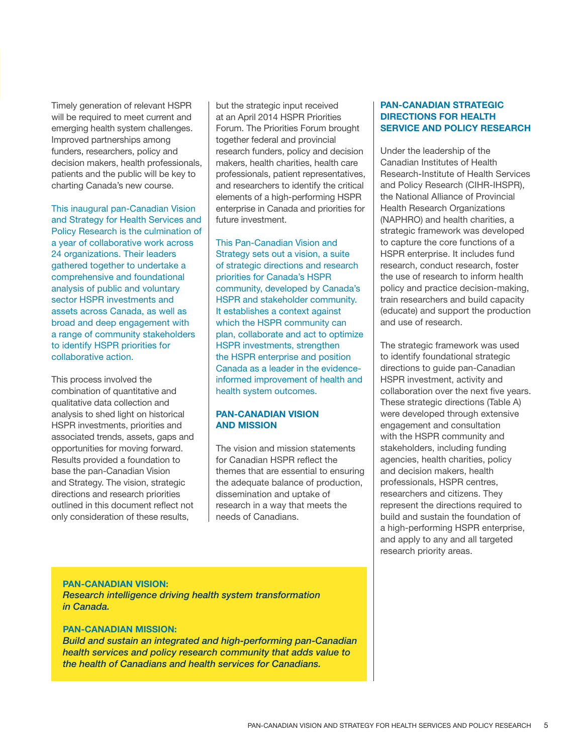Timely generation of relevant HSPR will be required to meet current and emerging health system challenges. Improved partnerships among funders, researchers, policy and decision makers, health professionals, patients and the public will be key to charting Canada's new course.

This inaugural pan-Canadian Vision and Strategy for Health Services and Policy Research is the culmination of a year of collaborative work across 24 organizations. Their leaders gathered together to undertake a comprehensive and foundational analysis of public and voluntary sector HSPR investments and assets across Canada, as well as broad and deep engagement with a range of community stakeholders to identify HSPR priorities for collaborative action.

This process involved the combination of quantitative and qualitative data collection and analysis to shed light on historical HSPR investments, priorities and associated trends, assets, gaps and opportunities for moving forward. Results provided a foundation to base the pan-Canadian Vision and Strategy. The vision, strategic directions and research priorities outlined in this document reflect not only consideration of these results, but the strategic input received at an April 2014 HSPR Priorities Forum. The Priorities Forum brought together federal and provincial research funders, policy and decision makers, health charities, health care professionals, patient representatives, and researchers to identify the critical elements of a high-performing HSPR enterprise in Canada and priorities for future investment.

This Pan-Canadian Vision and Strategy sets out a vision, a suite of strategic directions and research priorities for Canada's HSPR community, developed by Canada's HSPR and stakeholder community. It establishes a context against which the HSPR community can plan, collaborate and act to optimize HSPR investments, strengthen the HSPR enterprise and position Canada as a leader in the evidence-informed improvement of health and health system outcomes.

## PAN-CANADIAN VISION AND MISSION

The vision and mission statements for Canadian HSPR reflect the themes that are essential to ensuring the adequate balance of production, dissemination and uptake of research in a way that meets the needs of Canadians.

**PAN-CANADIAN VISION:**
***Research intelligence driving health system transformation in Canada.***

**PAN-CANADIAN MISSION:**
***Build and sustain an integrated and high-performing pan-Canadian health services and policy research community that adds value to the health of Canadians and health services for Canadians.***

## PAN-CANADIAN STRATEGIC DIRECTIONS FOR HEALTH SERVICE AND POLICY RESEARCH

Under the leadership of the Canadian Institutes of Health Research-Institute of Health Services and Policy Research (CIHR-IHSPR), the National Alliance of Provincial Health Research Organizations (NAPHRO) and health charities, a strategic framework was developed to capture the core functions of a HSPR enterprise. It includes fund research, conduct research, foster the use of research to inform health policy and practice decision-making, train researchers and build capacity (educate) and support the production and use of research.

The strategic framework was used to identify foundational strategic directions to guide pan-Canadian HSPR investment, activity and collaboration over the next five years. These strategic directions (Table A) were developed through extensive engagement and consultation with the HSPR community and stakeholders, including funding agencies, health charities, policy and decision makers, health professionals, HSPR centres, researchers and citizens. They represent the directions required to build and sustain the foundation of a high-performing HSPR enterprise, and apply to any and all targeted research priority areas.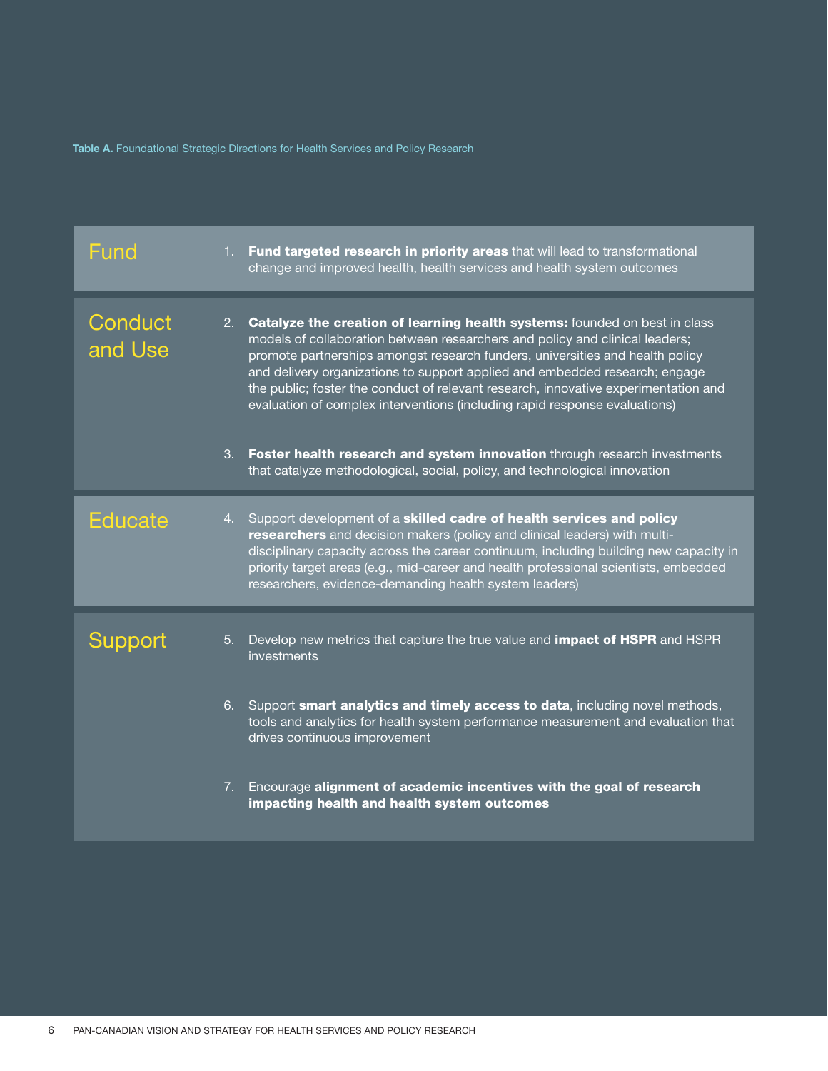**Table A.** Foundational Strategic Directions for Health Services and Policy Research

| | |
|---|---|
| Fund | 1. **Fund targeted research in priority areas** that will lead to transformational change and improved health, health services and health system outcomes |
| Conduct and Use | 2. **Catalyze the creation of learning health systems:** founded on best in class models of collaboration between researchers and policy and clinical leaders; promote partnerships amongst research funders, universities and health policy and delivery organizations to support applied and embedded research; engage the public; foster the conduct of relevant research, innovative experimentation and evaluation of complex interventions (including rapid response evaluations) |
| | 3. **Foster health research and system innovation** through research investments that catalyze methodological, social, policy, and technological innovation |
| Educate | 4. Support development of a **skilled cadre of health services and policy researchers** and decision makers (policy and clinical leaders) with multi-disciplinary capacity across the career continuum, including building new capacity in priority target areas (e.g., mid-career and health professional scientists, embedded researchers, evidence-demanding health system leaders) |
| Support | 5. Develop new metrics that capture the true value and **impact of HSPR** and HSPR investments |
| | 6. Support **smart analytics and timely access to data**, including novel methods, tools and analytics for health system performance measurement and evaluation that drives continuous improvement |
| | 7. Encourage **alignment of academic incentives with the goal of research impacting health and health system outcomes** |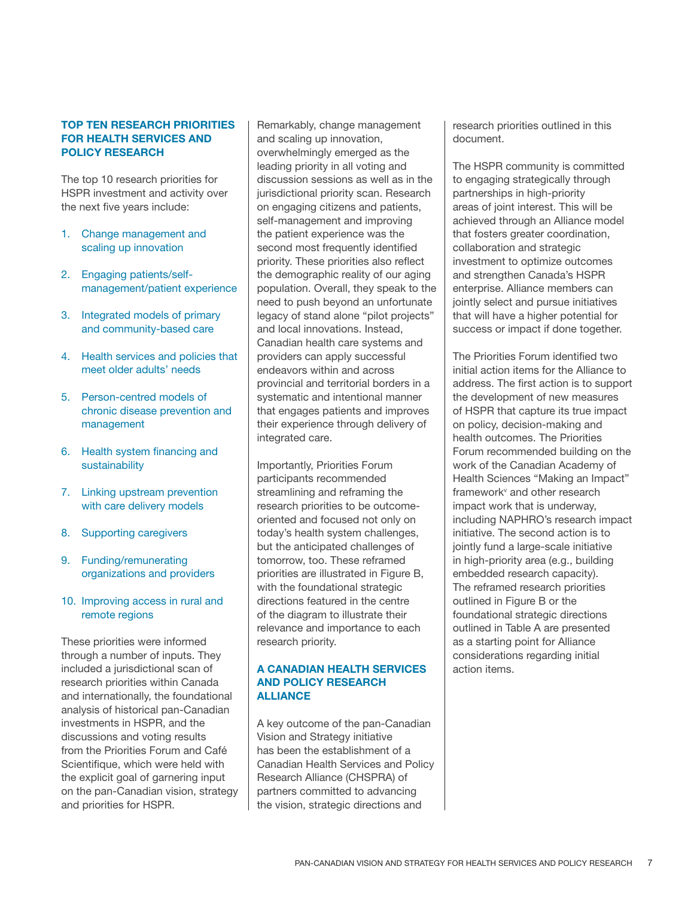## TOP TEN RESEARCH PRIORITIES FOR HEALTH SERVICES AND POLICY RESEARCH

The top 10 research priorities for HSPR investment and activity over the next five years include:

1. Change management and scaling up innovation
2. Engaging patients/self-management/patient experience
3. Integrated models of primary and community-based care
4. Health services and policies that meet older adults' needs
5. Person-centred models of chronic disease prevention and management
6. Health system financing and sustainability
7. Linking upstream prevention with care delivery models
8. Supporting caregivers
9. Funding/remunerating organizations and providers
10. Improving access in rural and remote regions

These priorities were informed through a number of inputs. They included a jurisdictional scan of research priorities within Canada and internationally, the foundational analysis of historical pan-Canadian investments in HSPR, and the discussions and voting results from the Priorities Forum and Café Scientifique, which were held with the explicit goal of garnering input on the pan-Canadian vision, strategy and priorities for HSPR.

Remarkably, change management and scaling up innovation, overwhelmingly emerged as the leading priority in all voting and discussion sessions as well as in the jurisdictional priority scan. Research on engaging citizens and patients, self-management and improving the patient experience was the second most frequently identified priority. These priorities also reflect the demographic reality of our aging population. Overall, they speak to the need to push beyond an unfortunate legacy of stand alone "pilot projects" and local innovations. Instead, Canadian health care systems and providers can apply successful endeavors within and across provincial and territorial borders in a systematic and intentional manner that engages patients and improves their experience through delivery of integrated care.

Importantly, Priorities Forum participants recommended streamlining and reframing the research priorities to be outcome-oriented and focused not only on today's health system challenges, but the anticipated challenges of tomorrow, too. These reframed priorities are illustrated in Figure B, with the foundational strategic directions featured in the centre of the diagram to illustrate their relevance and importance to each research priority.

## A CANADIAN HEALTH SERVICES AND POLICY RESEARCH ALLIANCE

A key outcome of the pan-Canadian Vision and Strategy initiative has been the establishment of a Canadian Health Services and Policy Research Alliance (CHSPRA) of partners committed to advancing the vision, strategic directions and research priorities outlined in this document.

The HSPR community is committed to engaging strategically through partnerships in high-priority areas of joint interest. This will be achieved through an Alliance model that fosters greater coordination, collaboration and strategic investment to optimize outcomes and strengthen Canada's HSPR enterprise. Alliance members can jointly select and pursue initiatives that will have a higher potential for success or impact if done together.

The Priorities Forum identified two initial action items for the Alliance to address. The first action is to support the development of new measures of HSPR that capture its true impact on policy, decision-making and health outcomes. The Priorities Forum recommended building on the work of the Canadian Academy of Health Sciences "Making an Impact" framework[v] and other research impact work that is underway, including NAPHRO's research impact initiative. The second action is to jointly fund a large-scale initiative in high-priority area (e.g., building embedded research capacity). The reframed research priorities outlined in Figure B or the foundational strategic directions outlined in Table A are presented as a starting point for Alliance considerations regarding initial action items.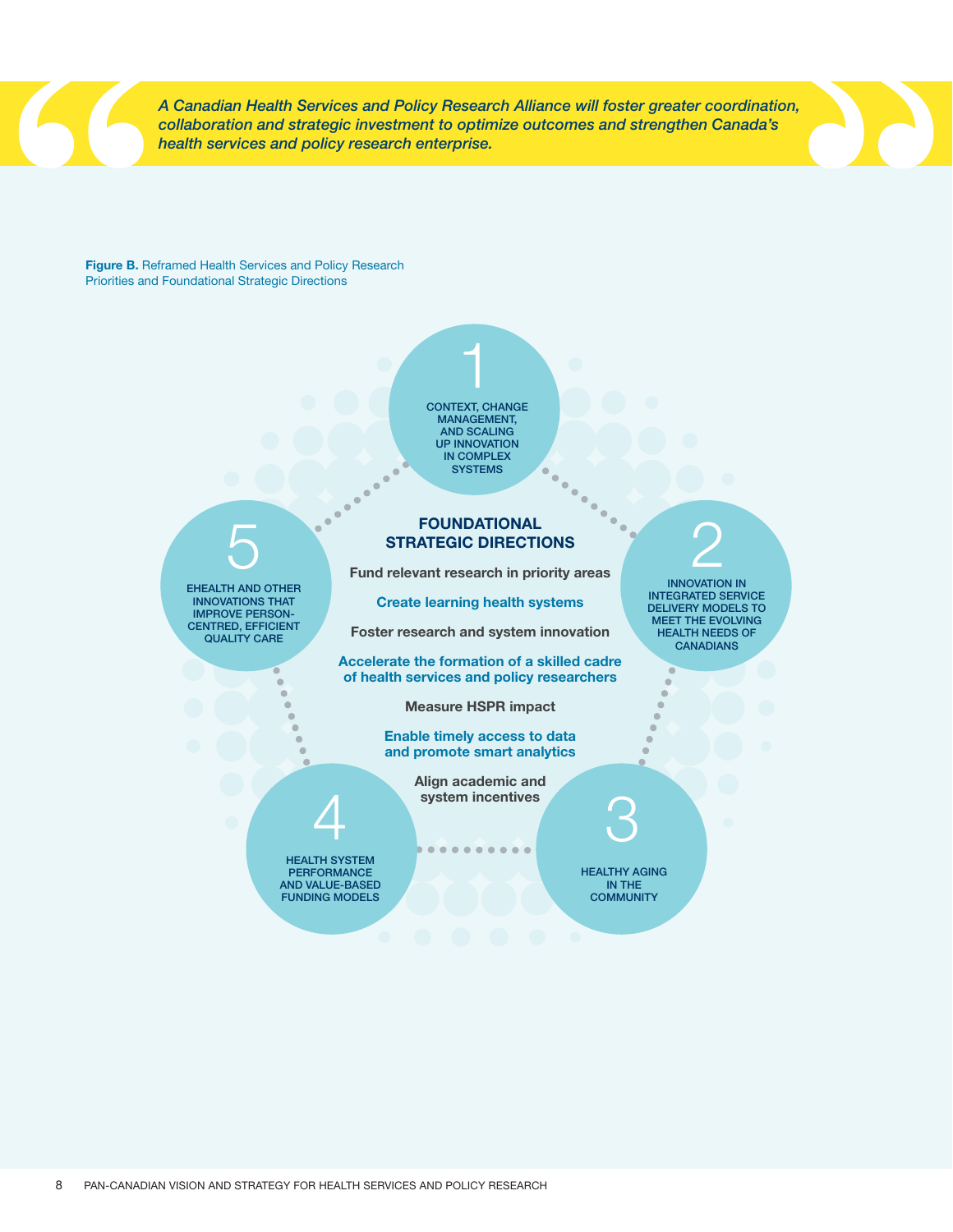*A Canadian Health Services and Policy Research Alliance will foster greater coordination, collaboration and strategic investment to optimize outcomes and strengthen Canada's health services and policy research enterprise.*

**Figure B.** Reframed Health Services and Policy Research Priorities and Foundational Strategic Directions

1
CONTEXT, CHANGE MANAGEMENT, AND SCALING UP INNOVATION IN COMPLEX SYSTEMS

2
INNOVATION IN INTEGRATED SERVICE DELIVERY MODELS TO MEET THE EVOLVING HEALTH NEEDS OF CANADIANS

3
HEALTHY AGING IN THE COMMUNITY

4
HEALTH SYSTEM PERFORMANCE AND VALUE-BASED FUNDING MODELS

5
EHEALTH AND OTHER INNOVATIONS THAT IMPROVE PERSON-CENTRED, EFFICIENT QUALITY CARE

**FOUNDATIONAL STRATEGIC DIRECTIONS**

Fund relevant research in priority areas

Create learning health systems

Foster research and system innovation

Accelerate the formation of a skilled cadre of health services and policy researchers

Measure HSPR impact

Enable timely access to data and promote smart analytics

Align academic and system incentives